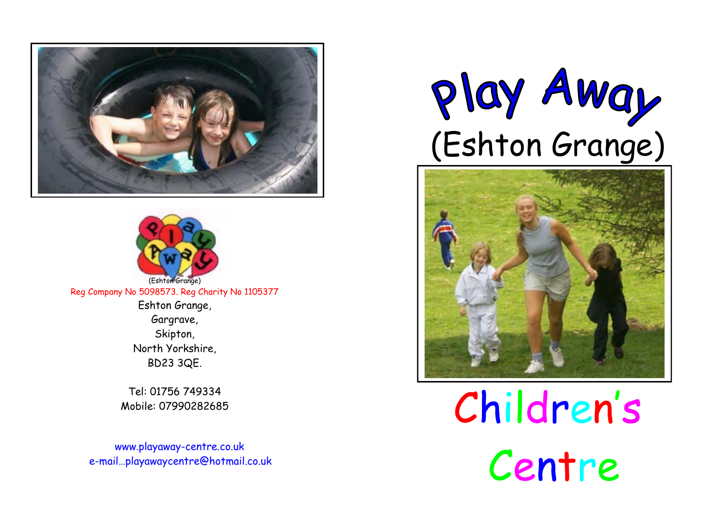# Play Away

## (Eshton Grange)

# Children's Centre

(Eshton Grange)

Reg Company No 5098573. Reg Charity No 1105377

Eshton Grange,
Gargrave,
Skipton,
North Yorkshire,
BD23 3QE.

Tel: 01756 749334
Mobile: 07990282685

www.playaway-centre.co.uk
e-mail…playawaycentre@hotmail.co.uk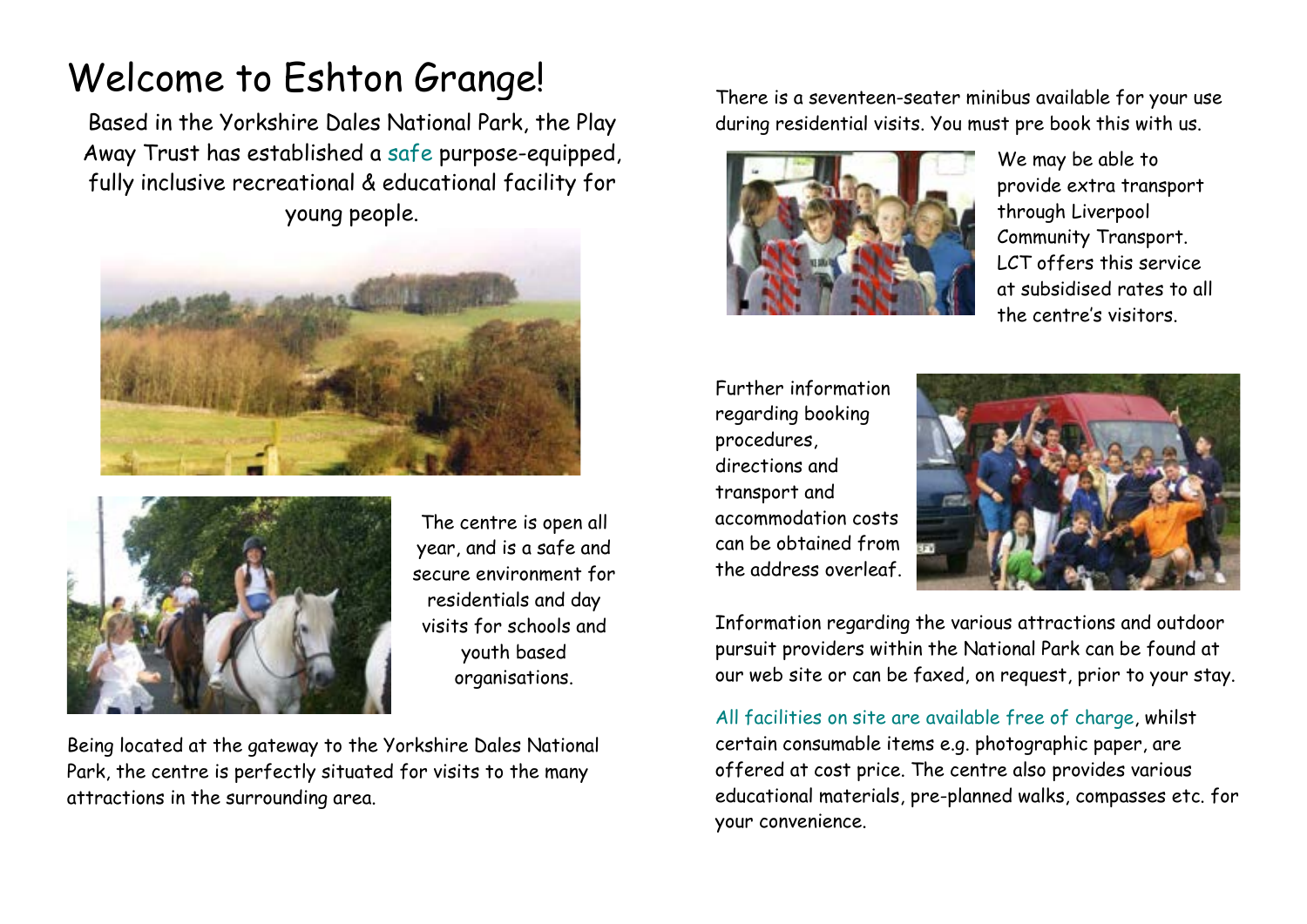# Welcome to Eshton Grange!

Based in the Yorkshire Dales National Park, the Play Away Trust has established a safe purpose-equipped, fully inclusive recreational & educational facility for young people.

The centre is open all year, and is a safe and secure environment for residentials and day visits for schools and youth based organisations.

Being located at the gateway to the Yorkshire Dales National Park, the centre is perfectly situated for visits to the many attractions in the surrounding area.

There is a seventeen-seater minibus available for your use during residential visits. You must pre book this with us.

We may be able to provide extra transport through Liverpool Community Transport. LCT offers this service at subsidised rates to all the centre's visitors.

Further information regarding booking procedures, directions and transport and accommodation costs can be obtained from the address overleaf.

Information regarding the various attractions and outdoor pursuit providers within the National Park can be found at our web site or can be faxed, on request, prior to your stay.

All facilities on site are available free of charge, whilst certain consumable items e.g. photographic paper, are offered at cost price. The centre also provides various educational materials, pre-planned walks, compasses etc. for your convenience.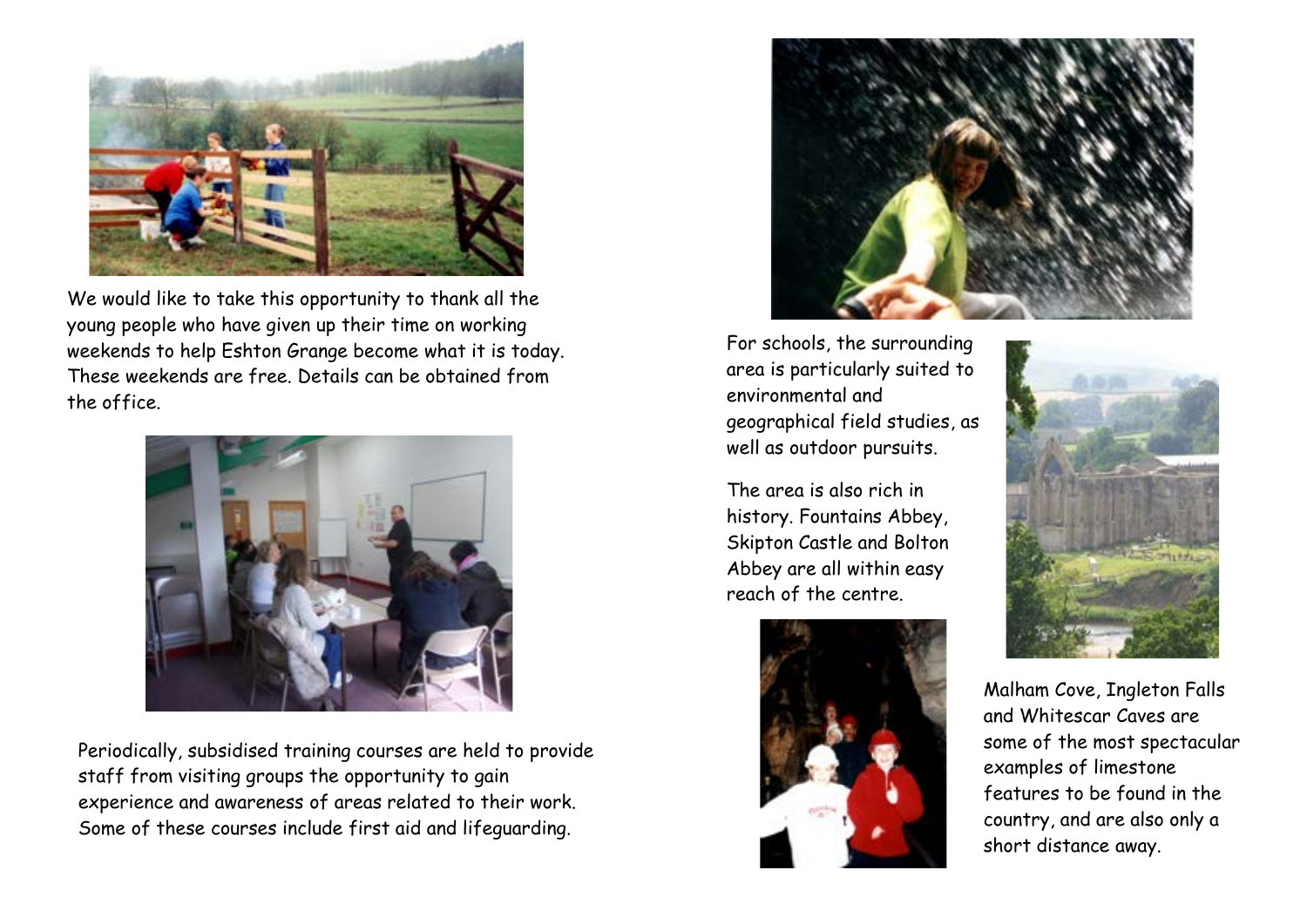We would like to take this opportunity to thank all the young people who have given up their time on working weekends to help Eshton Grange become what it is today. These weekends are free. Details can be obtained from the office.

Periodically, subsidised training courses are held to provide staff from visiting groups the opportunity to gain experience and awareness of areas related to their work. Some of these courses include first aid and lifeguarding.

For schools, the surrounding area is particularly suited to environmental and geographical field studies, as well as outdoor pursuits.

The area is also rich in history. Fountains Abbey, Skipton Castle and Bolton Abbey are all within easy reach of the centre.

Malham Cove, Ingleton Falls and Whitescar Caves are some of the most spectacular examples of limestone features to be found in the country, and are also only a short distance away.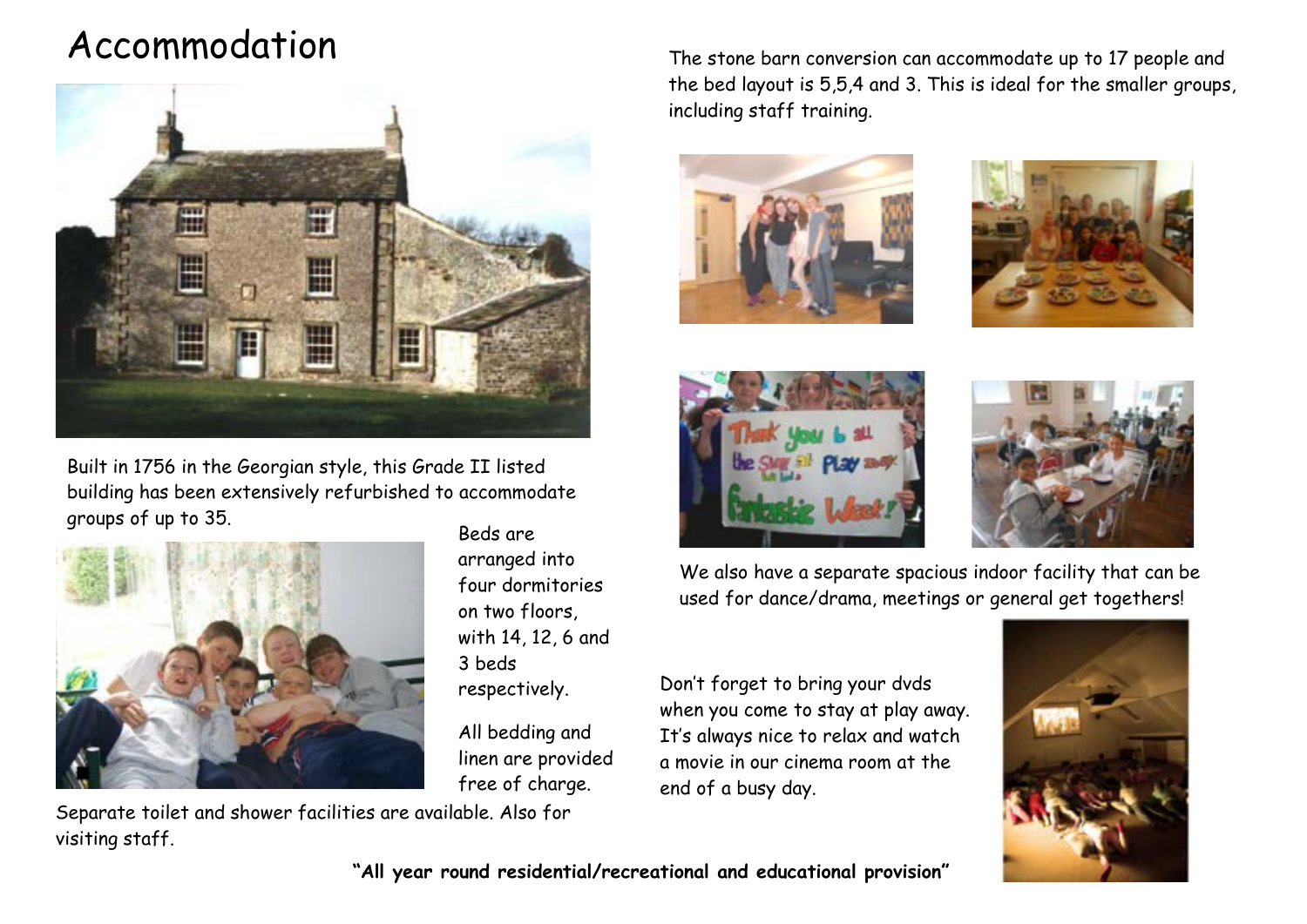# Accommodation

Built in 1756 in the Georgian style, this Grade II listed building has been extensively refurbished to accommodate groups of up to 35.

Beds are arranged into four dormitories on two floors, with 14, 12, 6 and 3 beds respectively.

All bedding and linen are provided free of charge.

Separate toilet and shower facilities are available. Also for visiting staff.

The stone barn conversion can accommodate up to 17 people and the bed layout is 5,5,4 and 3. This is ideal for the smaller groups, including staff training.

We also have a separate spacious indoor facility that can be used for dance/drama, meetings or general get togethers!

Don't forget to bring your dvds when you come to stay at play away. It's always nice to relax and watch a movie in our cinema room at the end of a busy day.

**"All year round residential/recreational and educational provision"**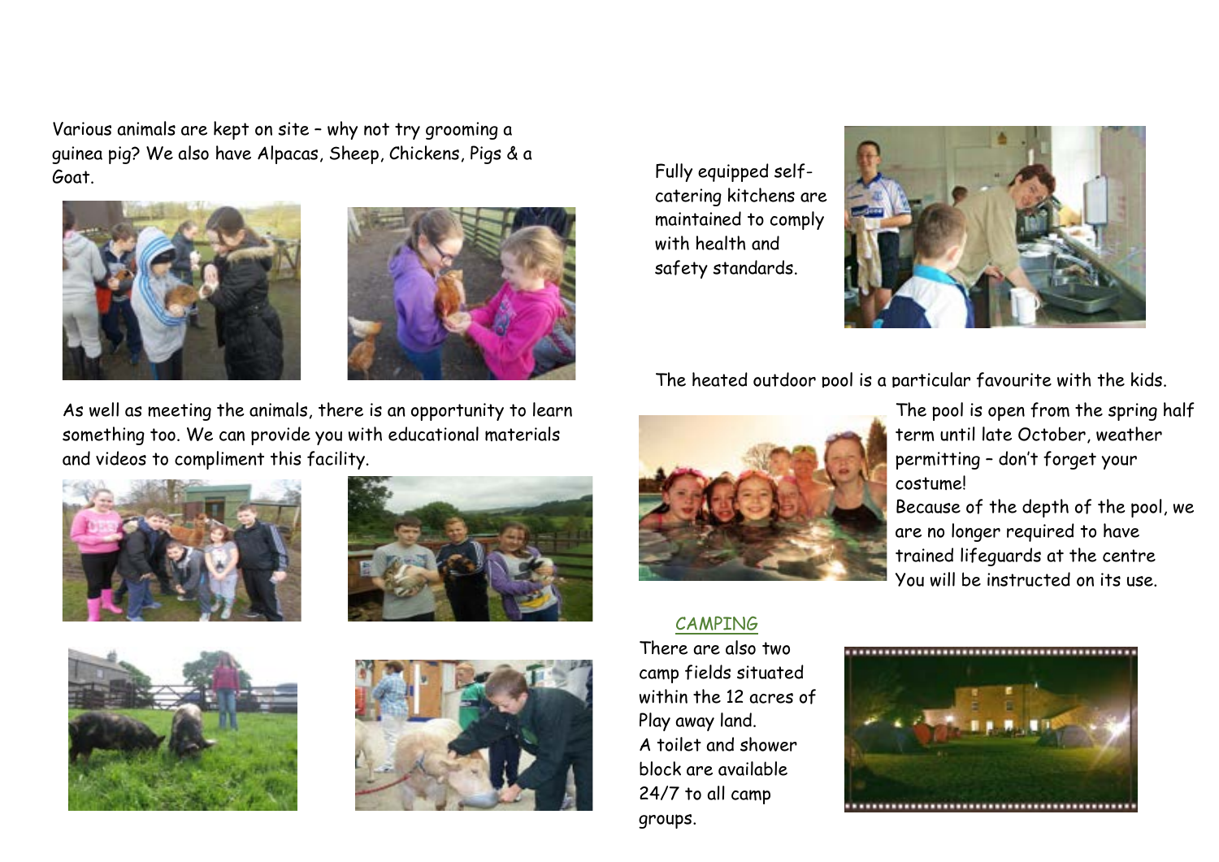Various animals are kept on site – why not try grooming a guinea pig? We also have Alpacas, Sheep, Chickens, Pigs & a Goat.

As well as meeting the animals, there is an opportunity to learn something too. We can provide you with educational materials and videos to compliment this facility.

Fully equipped self-catering kitchens are maintained to comply with health and safety standards.

The heated outdoor pool is a particular favourite with the kids.

The pool is open from the spring half term until late October, weather permitting – don't forget your costume!

Because of the depth of the pool, we are no longer required to have trained lifeguards at the centre

You will be instructed on its use.

## CAMPING

There are also two camp fields situated within the 12 acres of Play away land.

A toilet and shower block are available 24/7 to all camp groups.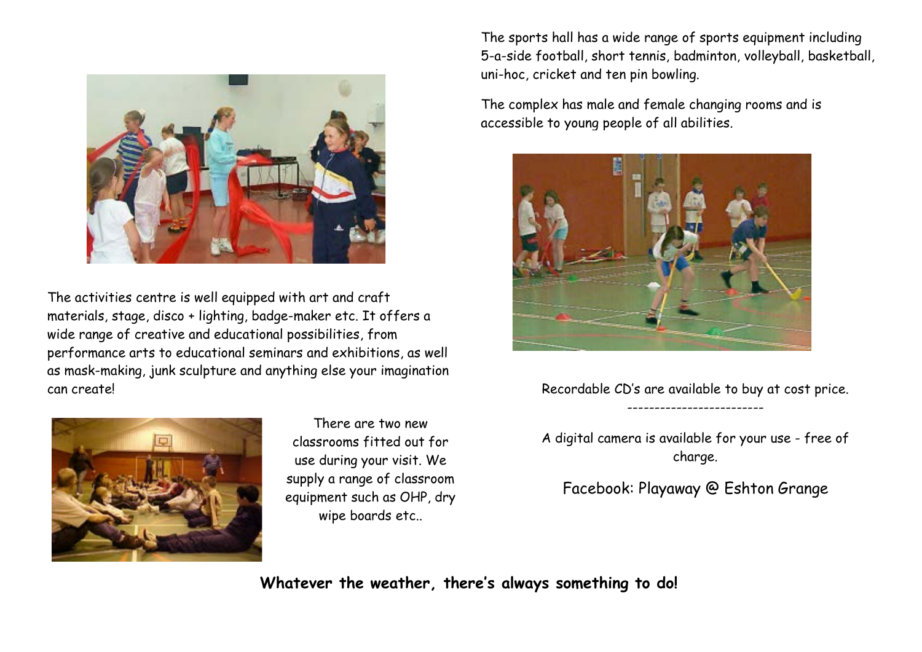The activities centre is well equipped with art and craft materials, stage, disco + lighting, badge-maker etc. It offers a wide range of creative and educational possibilities, from performance arts to educational seminars and exhibitions, as well as mask-making, junk sculpture and anything else your imagination can create!

There are two new classrooms fitted out for use during your visit. We supply a range of classroom equipment such as OHP, dry wipe boards etc..

The sports hall has a wide range of sports equipment including 5-a-side football, short tennis, badminton, volleyball, basketball, uni-hoc, cricket and ten pin bowling.

The complex has male and female changing rooms and is accessible to young people of all abilities.

Recordable CD's are available to buy at cost price.

-------------------------

A digital camera is available for your use - free of charge.

Facebook: Playaway @ Eshton Grange

**Whatever the weather, there's always something to do!**